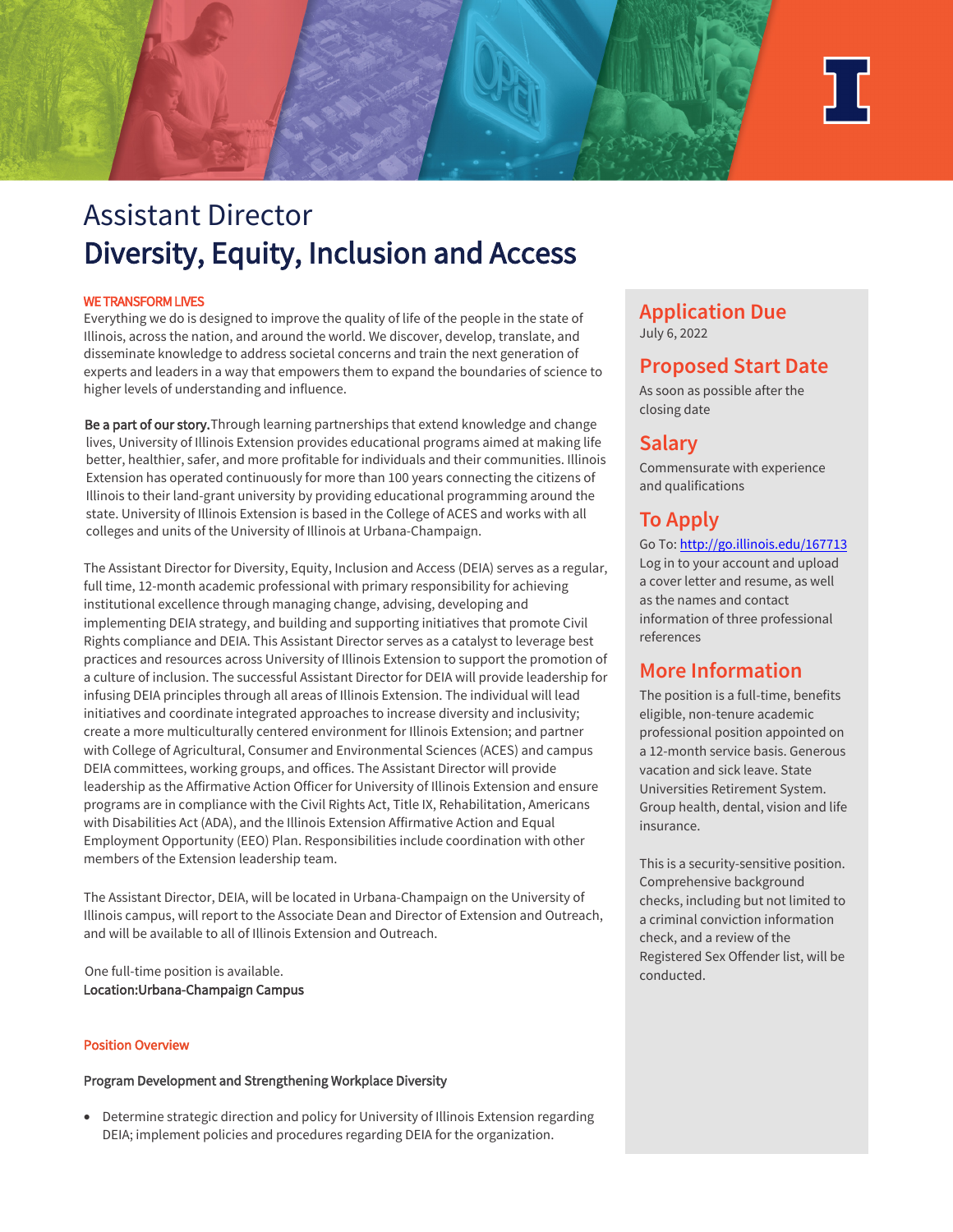# Assistant Director
# Diversity, Equity, Inclusion and Access

**WE TRANSFORM LIVES**

Everything we do is designed to improve the quality of life of the people in the state of Illinois, across the nation, and around the world. We discover, develop, translate, and disseminate knowledge to address societal concerns and train the next generation of experts and leaders in a way that empowers them to expand the boundaries of science to higher levels of understanding and influence.

**Be a part of our story.** Through learning partnerships that extend knowledge and change lives, University of Illinois Extension provides educational programs aimed at making life better, healthier, safer, and more profitable for individuals and their communities. Illinois Extension has operated continuously for more than 100 years connecting the citizens of Illinois to their land-grant university by providing educational programming around the state. University of Illinois Extension is based in the College of ACES and works with all colleges and units of the University of Illinois at Urbana-Champaign.

The Assistant Director for Diversity, Equity, Inclusion and Access (DEIA) serves as a regular, full time, 12-month academic professional with primary responsibility for achieving institutional excellence through managing change, advising, developing and implementing DEIA strategy, and building and supporting initiatives that promote Civil Rights compliance and DEIA. This Assistant Director serves as a catalyst to leverage best practices and resources across University of Illinois Extension to support the promotion of a culture of inclusion. The successful Assistant Director for DEIA will provide leadership for infusing DEIA principles through all areas of Illinois Extension. The individual will lead initiatives and coordinate integrated approaches to increase diversity and inclusivity; create a more multiculturally centered environment for Illinois Extension; and partner with College of Agricultural, Consumer and Environmental Sciences (ACES) and campus DEIA committees, working groups, and offices. The Assistant Director will provide leadership as the Affirmative Action Officer for University of Illinois Extension and ensure programs are in compliance with the Civil Rights Act, Title IX, Rehabilitation, Americans with Disabilities Act (ADA), and the Illinois Extension Affirmative Action and Equal Employment Opportunity (EEO) Plan. Responsibilities include coordination with other members of the Extension leadership team.

The Assistant Director, DEIA, will be located in Urbana-Champaign on the University of Illinois campus, will report to the Associate Dean and Director of Extension and Outreach, and will be available to all of Illinois Extension and Outreach.

One full-time position is available.
**Location:Urbana-Champaign Campus**

## Application Due

July 6, 2022

## Proposed Start Date

As soon as possible after the closing date

## Salary

Commensurate with experience and qualifications

## To Apply

Go To: http://go.illinois.edu/167713
Log in to your account and upload a cover letter and resume, as well as the names and contact information of three professional references

## More Information

The position is a full-time, benefits eligible, non-tenure academic professional position appointed on a 12-month service basis. Generous vacation and sick leave. State Universities Retirement System. Group health, dental, vision and life insurance.

This is a security-sensitive position. Comprehensive background checks, including but not limited to a criminal conviction information check, and a review of the Registered Sex Offender list, will be conducted.

## Position Overview

### Program Development and Strengthening Workplace Diversity

- Determine strategic direction and policy for University of Illinois Extension regarding DEIA; implement policies and procedures regarding DEIA for the organization.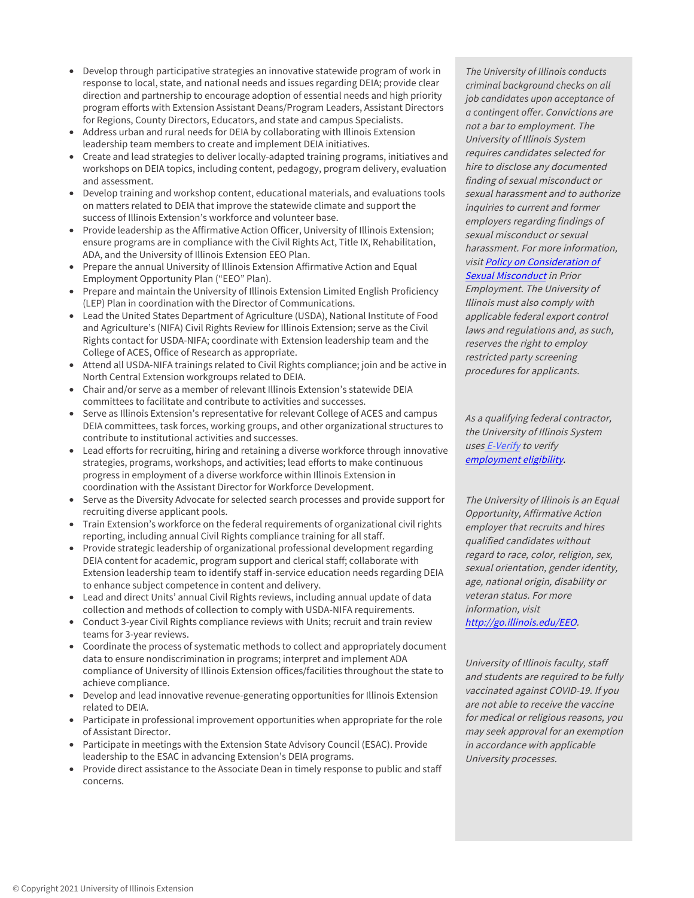- Develop through participative strategies an innovative statewide program of work in response to local, state, and national needs and issues regarding DEIA; provide clear direction and partnership to encourage adoption of essential needs and high priority program efforts with Extension Assistant Deans/Program Leaders, Assistant Directors for Regions, County Directors, Educators, and state and campus Specialists.
- Address urban and rural needs for DEIA by collaborating with Illinois Extension leadership team members to create and implement DEIA initiatives.
- Create and lead strategies to deliver locally-adapted training programs, initiatives and workshops on DEIA topics, including content, pedagogy, program delivery, evaluation and assessment.
- Develop training and workshop content, educational materials, and evaluations tools on matters related to DEIA that improve the statewide climate and support the success of Illinois Extension's workforce and volunteer base.
- Provide leadership as the Affirmative Action Officer, University of Illinois Extension; ensure programs are in compliance with the Civil Rights Act, Title IX, Rehabilitation, ADA, and the University of Illinois Extension EEO Plan.
- Prepare the annual University of Illinois Extension Affirmative Action and Equal Employment Opportunity Plan ("EEO" Plan).
- Prepare and maintain the University of Illinois Extension Limited English Proficiency (LEP) Plan in coordination with the Director of Communications.
- Lead the United States Department of Agriculture (USDA), National Institute of Food and Agriculture's (NIFA) Civil Rights Review for Illinois Extension; serve as the Civil Rights contact for USDA-NIFA; coordinate with Extension leadership team and the College of ACES, Office of Research as appropriate.
- Attend all USDA-NIFA trainings related to Civil Rights compliance; join and be active in North Central Extension workgroups related to DEIA.
- Chair and/or serve as a member of relevant Illinois Extension's statewide DEIA committees to facilitate and contribute to activities and successes.
- Serve as Illinois Extension's representative for relevant College of ACES and campus DEIA committees, task forces, working groups, and other organizational structures to contribute to institutional activities and successes.
- Lead efforts for recruiting, hiring and retaining a diverse workforce through innovative strategies, programs, workshops, and activities; lead efforts to make continuous progress in employment of a diverse workforce within Illinois Extension in coordination with the Assistant Director for Workforce Development.
- Serve as the Diversity Advocate for selected search processes and provide support for recruiting diverse applicant pools.
- Train Extension's workforce on the federal requirements of organizational civil rights reporting, including annual Civil Rights compliance training for all staff.
- Provide strategic leadership of organizational professional development regarding DEIA content for academic, program support and clerical staff; collaborate with Extension leadership team to identify staff in-service education needs regarding DEIA to enhance subject competence in content and delivery.
- Lead and direct Units' annual Civil Rights reviews, including annual update of data collection and methods of collection to comply with USDA-NIFA requirements.
- Conduct 3-year Civil Rights compliance reviews with Units; recruit and train review teams for 3-year reviews.
- Coordinate the process of systematic methods to collect and appropriately document data to ensure nondiscrimination in programs; interpret and implement ADA compliance of University of Illinois Extension offices/facilities throughout the state to achieve compliance.
- Develop and lead innovative revenue-generating opportunities for Illinois Extension related to DEIA.
- Participate in professional improvement opportunities when appropriate for the role of Assistant Director.
- Participate in meetings with the Extension State Advisory Council (ESAC). Provide leadership to the ESAC in advancing Extension's DEIA programs.
- Provide direct assistance to the Associate Dean in timely response to public and staff concerns.

*The University of Illinois conducts criminal background checks on all job candidates upon acceptance of a contingent offer. Convictions are not a bar to employment. The University of Illinois System requires candidates selected for hire to disclose any documented finding of sexual misconduct or sexual harassment and to authorize inquiries to current and former employers regarding findings of sexual misconduct or sexual harassment. For more information, visit [Policy on Consideration of Sexual Misconduct](#) in Prior Employment. The University of Illinois must also comply with applicable federal export control laws and regulations and, as such, reserves the right to employ restricted party screening procedures for applicants.*

*As a qualifying federal contractor, the University of Illinois System uses [E-Verify](#) to verify [employment eligibility](#).*

*The University of Illinois is an Equal Opportunity, Affirmative Action employer that recruits and hires qualified candidates without regard to race, color, religion, sex, sexual orientation, gender identity, age, national origin, disability or veteran status. For more information, visit [http://go.illinois.edu/EEO](http://go.illinois.edu/EEO).*

*University of Illinois faculty, staff and students are required to be fully vaccinated against COVID-19. If you are not able to receive the vaccine for medical or religious reasons, you may seek approval for an exemption in accordance with applicable University processes.*

© Copyright 2021 University of Illinois Extension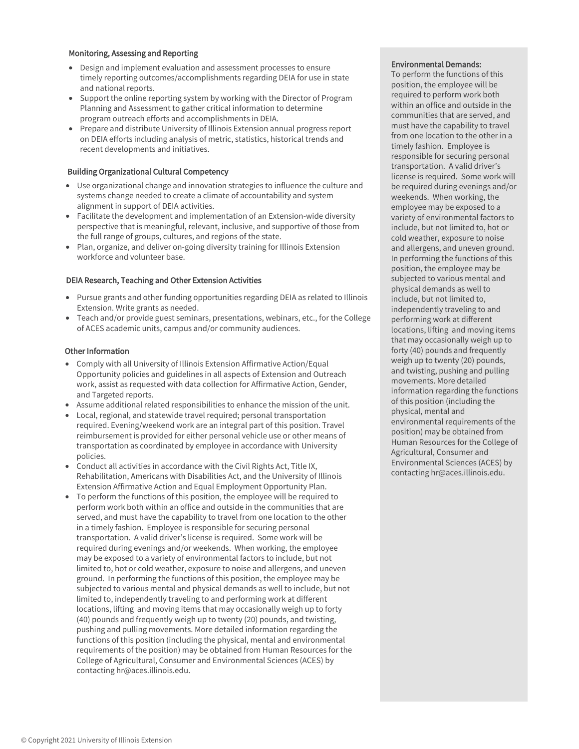### Monitoring, Assessing and Reporting

- Design and implement evaluation and assessment processes to ensure timely reporting outcomes/accomplishments regarding DEIA for use in state and national reports.
- Support the online reporting system by working with the Director of Program Planning and Assessment to gather critical information to determine program outreach efforts and accomplishments in DEIA.
- Prepare and distribute University of Illinois Extension annual progress report on DEIA efforts including analysis of metric, statistics, historical trends and recent developments and initiatives.

### Building Organizational Cultural Competency

- Use organizational change and innovation strategies to influence the culture and systems change needed to create a climate of accountability and system alignment in support of DEIA activities.
- Facilitate the development and implementation of an Extension-wide diversity perspective that is meaningful, relevant, inclusive, and supportive of those from the full range of groups, cultures, and regions of the state.
- Plan, organize, and deliver on-going diversity training for Illinois Extension workforce and volunteer base.

### DEIA Research, Teaching and Other Extension Activities

- Pursue grants and other funding opportunities regarding DEIA as related to Illinois Extension. Write grants as needed.
- Teach and/or provide guest seminars, presentations, webinars, etc., for the College of ACES academic units, campus and/or community audiences.

### Other Information

- Comply with all University of Illinois Extension Affirmative Action/Equal Opportunity policies and guidelines in all aspects of Extension and Outreach work, assist as requested with data collection for Affirmative Action, Gender, and Targeted reports.
- Assume additional related responsibilities to enhance the mission of the unit.
- Local, regional, and statewide travel required; personal transportation required. Evening/weekend work are an integral part of this position. Travel reimbursement is provided for either personal vehicle use or other means of transportation as coordinated by employee in accordance with University policies.
- Conduct all activities in accordance with the Civil Rights Act, Title IX, Rehabilitation, Americans with Disabilities Act, and the University of Illinois Extension Affirmative Action and Equal Employment Opportunity Plan.
- To perform the functions of this position, the employee will be required to perform work both within an office and outside in the communities that are served, and must have the capability to travel from one location to the other in a timely fashion. Employee is responsible for securing personal transportation. A valid driver's license is required. Some work will be required during evenings and/or weekends. When working, the employee may be exposed to a variety of environmental factors to include, but not limited to, hot or cold weather, exposure to noise and allergens, and uneven ground. In performing the functions of this position, the employee may be subjected to various mental and physical demands as well to include, but not limited to, independently traveling to and performing work at different locations, lifting and moving items that may occasionally weigh up to forty (40) pounds and frequently weigh up to twenty (20) pounds, and twisting, pushing and pulling movements. More detailed information regarding the functions of this position (including the physical, mental and environmental requirements of the position) may be obtained from Human Resources for the College of Agricultural, Consumer and Environmental Sciences (ACES) by contacting hr@aces.illinois.edu.

### Environmental Demands:

To perform the functions of this position, the employee will be required to perform work both within an office and outside in the communities that are served, and must have the capability to travel from one location to the other in a timely fashion. Employee is responsible for securing personal transportation. A valid driver's license is required. Some work will be required during evenings and/or weekends. When working, the employee may be exposed to a variety of environmental factors to include, but not limited to, hot or cold weather, exposure to noise and allergens, and uneven ground. In performing the functions of this position, the employee may be subjected to various mental and physical demands as well to include, but not limited to, independently traveling to and performing work at different locations, lifting and moving items that may occasionally weigh up to forty (40) pounds and frequently weigh up to twenty (20) pounds, and twisting, pushing and pulling movements. More detailed information regarding the functions of this position (including the physical, mental and environmental requirements of the position) may be obtained from Human Resources for the College of Agricultural, Consumer and Environmental Sciences (ACES) by contacting hr@aces.illinois.edu.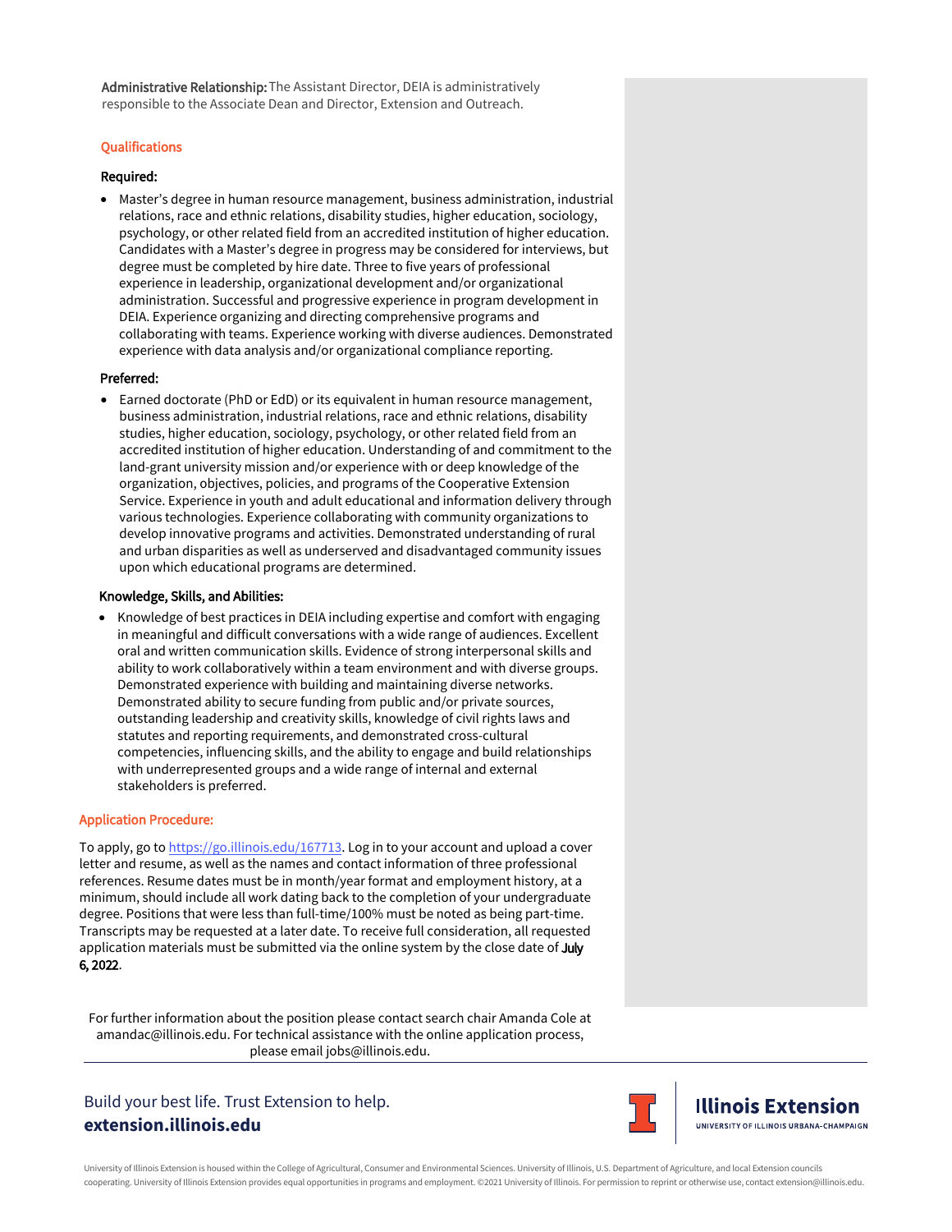**Administrative Relationship:** The Assistant Director, DEIA is administratively responsible to the Associate Dean and Director, Extension and Outreach.

## Qualifications

**Required:**

- Master's degree in human resource management, business administration, industrial relations, race and ethnic relations, disability studies, higher education, sociology, psychology, or other related field from an accredited institution of higher education. Candidates with a Master's degree in progress may be considered for interviews, but degree must be completed by hire date. Three to five years of professional experience in leadership, organizational development and/or organizational administration. Successful and progressive experience in program development in DEIA. Experience organizing and directing comprehensive programs and collaborating with teams. Experience working with diverse audiences. Demonstrated experience with data analysis and/or organizational compliance reporting.

**Preferred:**

- Earned doctorate (PhD or EdD) or its equivalent in human resource management, business administration, industrial relations, race and ethnic relations, disability studies, higher education, sociology, psychology, or other related field from an accredited institution of higher education. Understanding of and commitment to the land-grant university mission and/or experience with or deep knowledge of the organization, objectives, policies, and programs of the Cooperative Extension Service. Experience in youth and adult educational and information delivery through various technologies. Experience collaborating with community organizations to develop innovative programs and activities. Demonstrated understanding of rural and urban disparities as well as underserved and disadvantaged community issues upon which educational programs are determined.

**Knowledge, Skills, and Abilities:**

- Knowledge of best practices in DEIA including expertise and comfort with engaging in meaningful and difficult conversations with a wide range of audiences. Excellent oral and written communication skills. Evidence of strong interpersonal skills and ability to work collaboratively within a team environment and with diverse groups. Demonstrated experience with building and maintaining diverse networks. Demonstrated ability to secure funding from public and/or private sources, outstanding leadership and creativity skills, knowledge of civil rights laws and statutes and reporting requirements, and demonstrated cross-cultural competencies, influencing skills, and the ability to engage and build relationships with underrepresented groups and a wide range of internal and external stakeholders is preferred.

## Application Procedure:

To apply, go to https://go.illinois.edu/167713. Log in to your account and upload a cover letter and resume, as well as the names and contact information of three professional references. Resume dates must be in month/year format and employment history, at a minimum, should include all work dating back to the completion of your undergraduate degree. Positions that were less than full-time/100% must be noted as being part-time. Transcripts may be requested at a later date. To receive full consideration, all requested application materials must be submitted via the online system by the close date of **July 6, 2022**.

For further information about the position please contact search chair Amanda Cole at amandac@illinois.edu. For technical assistance with the online application process, please email jobs@illinois.edu.

Build your best life. Trust Extension to help.
**extension.illinois.edu**

Illinois Extension
UNIVERSITY OF ILLINOIS URBANA-CHAMPAIGN

University of Illinois Extension is housed within the College of Agricultural, Consumer and Environmental Sciences. University of Illinois, U.S. Department of Agriculture, and local Extension councils cooperating. University of Illinois Extension provides equal opportunities in programs and employment. ©2021 University of Illinois. For permission to reprint or otherwise use, contact extension@illinois.edu.